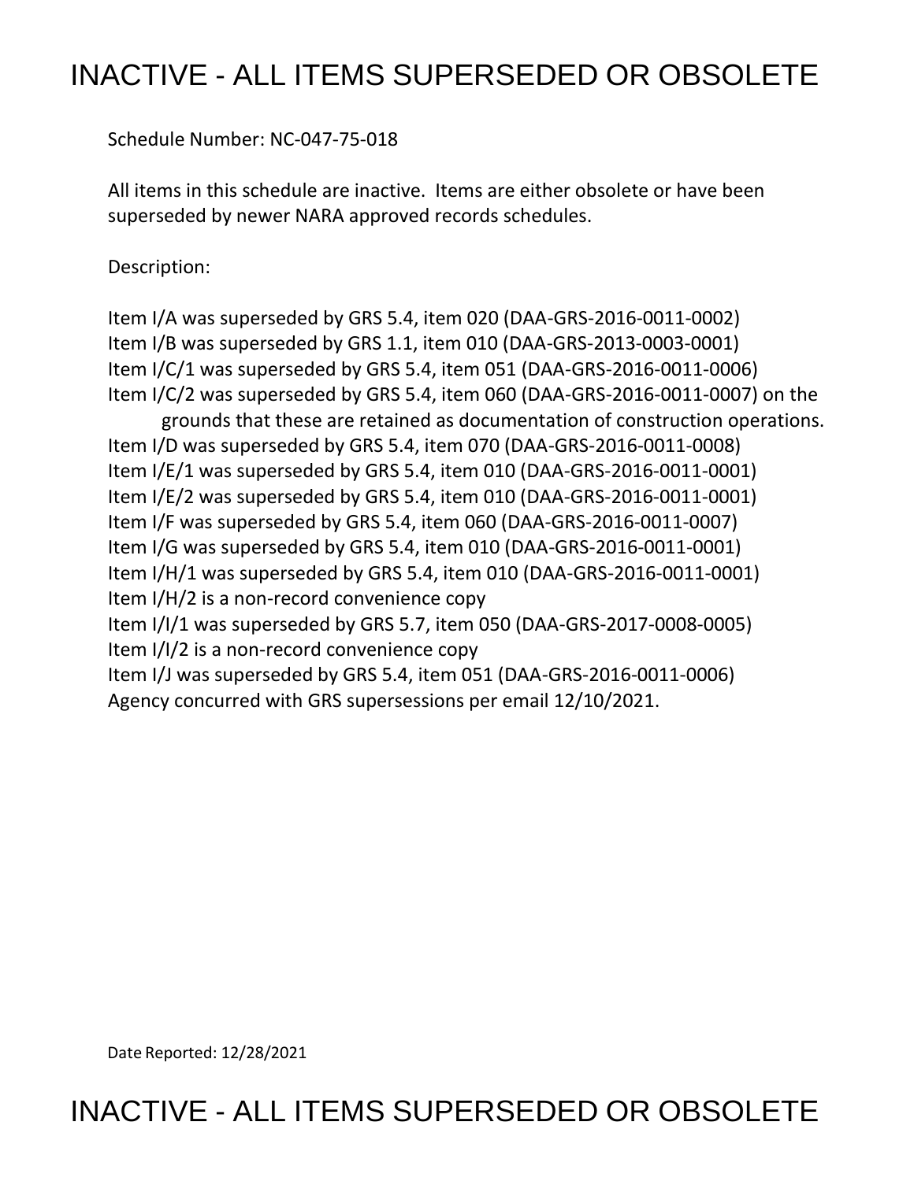# INACTIVE - ALL ITEMS SUPERSEDED OR OBSOLETE

Schedule Number: NC-047-75-018

All items in this schedule are inactive. Items are either obsolete or have been superseded by newer NARA approved records schedules.

Description:

Item I/A was superseded by GRS 5.4, item 020 (DAA-GRS-2016-0011-0002)
Item I/B was superseded by GRS 1.1, item 010 (DAA-GRS-2013-0003-0001)
Item I/C/1 was superseded by GRS 5.4, item 051 (DAA-GRS-2016-0011-0006)
Item I/C/2 was superseded by GRS 5.4, item 060 (DAA-GRS-2016-0011-0007) on the grounds that these are retained as documentation of construction operations.
Item I/D was superseded by GRS 5.4, item 070 (DAA-GRS-2016-0011-0008)
Item I/E/1 was superseded by GRS 5.4, item 010 (DAA-GRS-2016-0011-0001)
Item I/E/2 was superseded by GRS 5.4, item 010 (DAA-GRS-2016-0011-0001)
Item I/F was superseded by GRS 5.4, item 060 (DAA-GRS-2016-0011-0007)
Item I/G was superseded by GRS 5.4, item 010 (DAA-GRS-2016-0011-0001)
Item I/H/1 was superseded by GRS 5.4, item 010 (DAA-GRS-2016-0011-0001)
Item I/H/2 is a non-record convenience copy
Item I/I/1 was superseded by GRS 5.7, item 050 (DAA-GRS-2017-0008-0005)
Item I/I/2 is a non-record convenience copy
Item I/J was superseded by GRS 5.4, item 051 (DAA-GRS-2016-0011-0006)
Agency concurred with GRS supersessions per email 12/10/2021.

Date Reported: 12/28/2021

# INACTIVE - ALL ITEMS SUPERSEDED OR OBSOLETE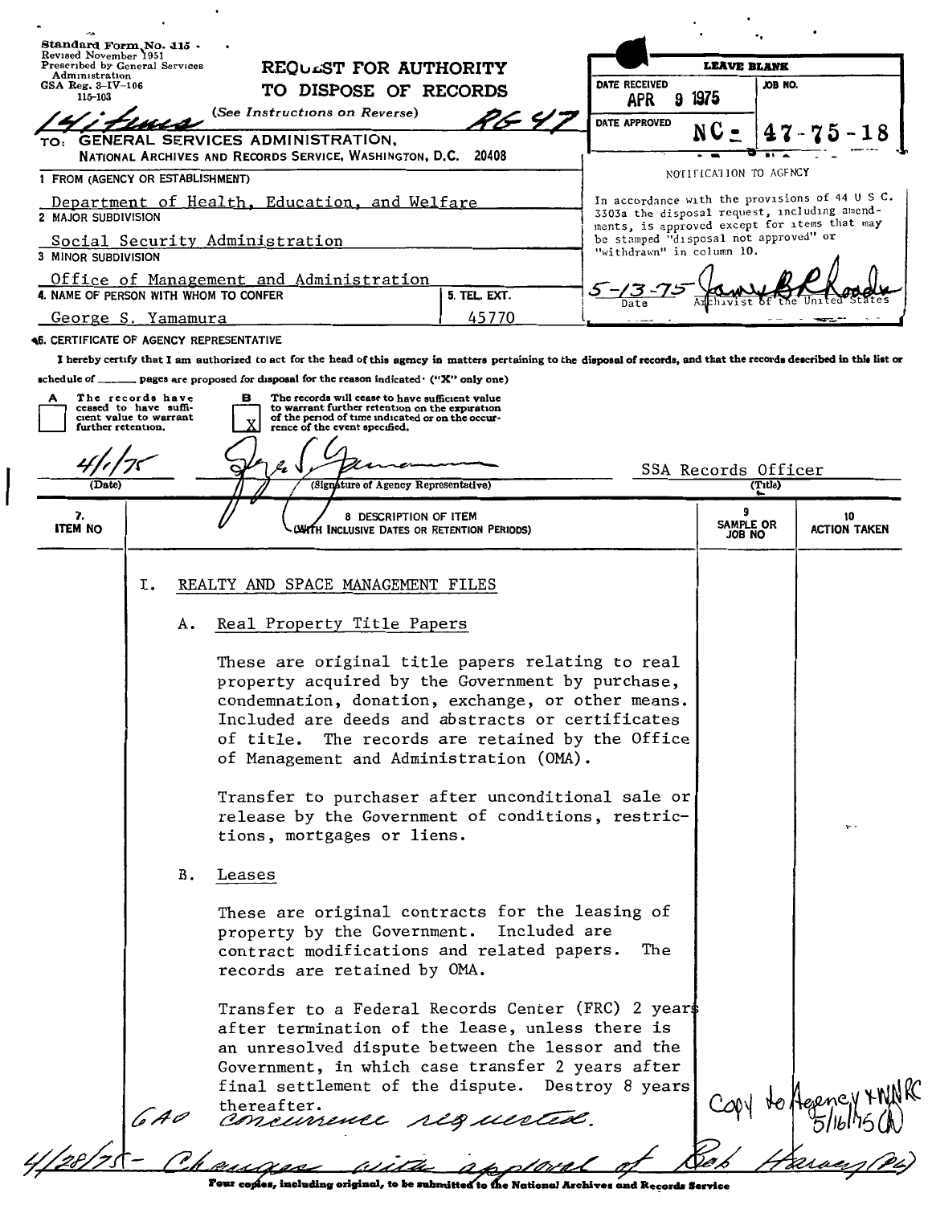Standard Form No. 115
Revised November 1951
Prescribed by General Services Administration
GSA Reg. 3-IV-106
115-103

# REQUEST FOR AUTHORITY TO DISPOSE OF RECORDS

(See Instructions on Reverse)

*14 items* *RG 47*

TO: GENERAL SERVICES ADMINISTRATION, NATIONAL ARCHIVES AND RECORDS SERVICE, WASHINGTON, D.C. 20408

| LEAVE BLANK | |
|---|---|
| DATE RECEIVED: APR 9 1975 | JOB NO. |
| DATE APPROVED: NC - | 47-75-18 |

NOTIFICATION TO AGENCY

In accordance with the provisions of 44 U S C. 3303a the disposal request, including amendments, is approved except for items that may be stamped "disposal not approved" or "withdrawn" in column 10.

*5-13-75* — Date; *James B Rhoads* — Archivist of the United States

1 FROM (AGENCY OR ESTABLISHMENT)
Department of Health, Education, and Welfare

2 MAJOR SUBDIVISION
Social Security Administration

3 MINOR SUBDIVISION
Office of Management and Administration

4. NAME OF PERSON WITH WHOM TO CONFER: George S. Yamamura

5. TEL. EXT.: 45770

6. CERTIFICATE OF AGENCY REPRESENTATIVE

I hereby certify that I am authorized to act for the head of this agency in matters pertaining to the disposal of records, and that the records described in this list or schedule of ______ pages are proposed for disposal for the reason indicated: ("X" only one)

- [ ] A The records have ceased to have sufficient value to warrant further retention.
- [X] B The records will cease to have sufficient value to warrant further retention on the expiration of the period of time indicated or on the occurrence of the event specified.

*4/1/75* (Date) — *George S. Yamamura* (Signature of Agency Representative) — SSA Records Officer (Title)

| 7. ITEM NO | 8 DESCRIPTION OF ITEM (WITH INCLUSIVE DATES OR RETENTION PERIODS) | 9 SAMPLE OR JOB NO | 10 ACTION TAKEN |
|---|---|---|---|

I. REALTY AND SPACE MANAGEMENT FILES

A. Real Property Title Papers

These are original title papers relating to real property acquired by the Government by purchase, condemnation, donation, exchange, or other means. Included are deeds and abstracts or certificates of title. The records are retained by the Office of Management and Administration (OMA).

Transfer to purchaser after unconditional sale or release by the Government of conditions, restrictions, mortgages or liens.

B. Leases

These are original contracts for the leasing of property by the Government. Included are contract modifications and related papers. The records are retained by OMA.

Transfer to a Federal Records Center (FRC) 2 years after termination of the lease, unless there is an unresolved dispute between the lessor and the Government, in which case transfer 2 years after final settlement of the dispute. Destroy 8 years thereafter.

*GAO concurrence requested.*

*Copy to Agency & WNRC 5/16/75*

*4/28/75 - Changes with approval of Bob Harvey*

Four copies, including original, to be submitted to the National Archives and Records Service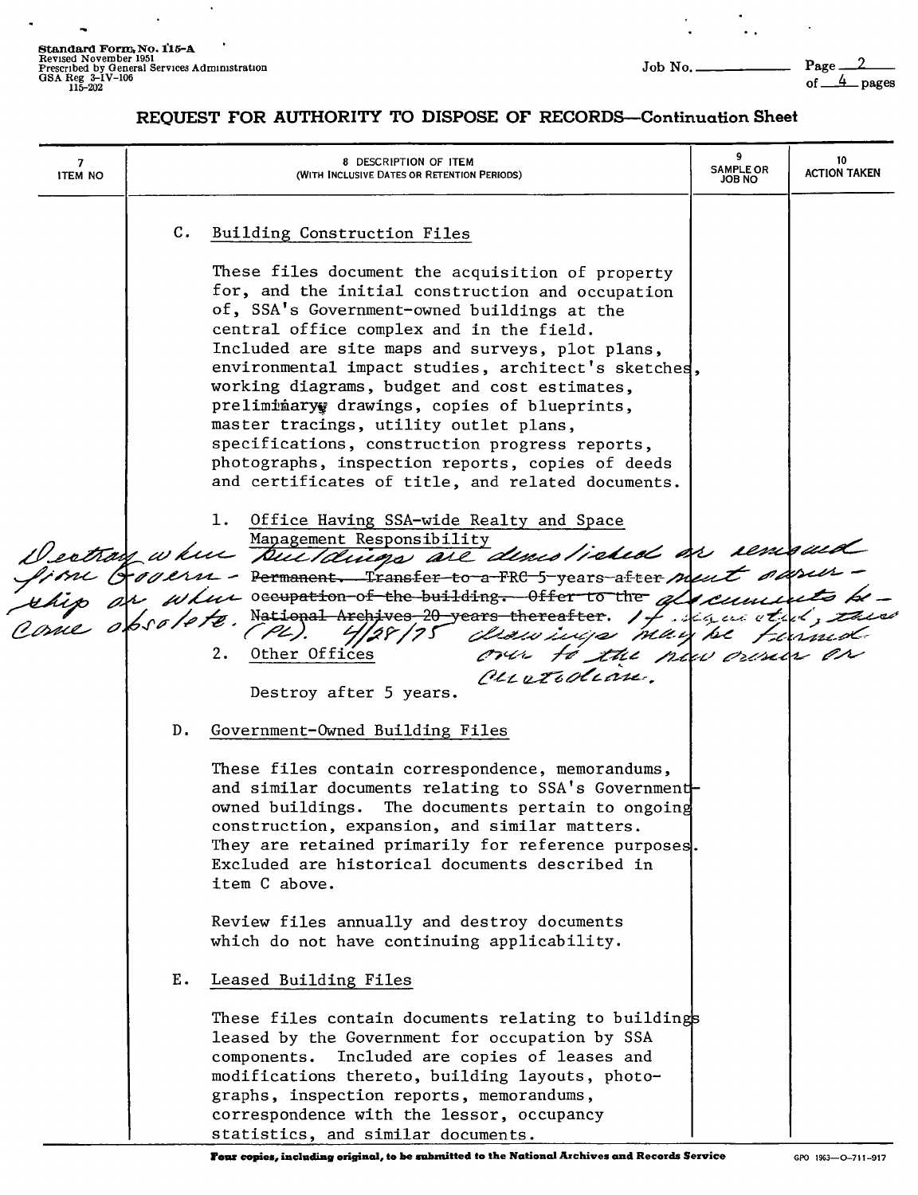**Standard Form No. 115-A**
Revised November 1951
Prescribed by General Services Administration
GSA Reg 3-IV-106
115-202

Job No. ____________ Page 2 of 4 pages

## REQUEST FOR AUTHORITY TO DISPOSE OF RECORDS—Continuation Sheet

| 7 ITEM NO | 8 DESCRIPTION OF ITEM (WITH INCLUSIVE DATES OR RETENTION PERIODS) | 9 SAMPLE OR JOB NO | 10 ACTION TAKEN |
|---|---|---|---|
| | | | |

C. Building Construction Files

These files document the acquisition of property for, and the initial construction and occupation of, SSA's Government-owned buildings at the central office complex and in the field. Included are site maps and surveys, plot plans, environmental impact studies, architect's sketches, working diagrams, budget and cost estimates, preliminary drawings, copies of blueprints, master tracings, utility outlet plans, specifications, construction progress reports, photographs, inspection reports, copies of deeds and certificates of title, and related documents.

1. Office Having SSA-wide Realty and Space Management Responsibility

~~Permanent. Transfer to a FRC 5 years after occupation of the building. Offer to the National Archives 20 years thereafter.~~

Destroy when buildings are demolished or removed from Government ownership or when documents become obsolete. If sold, these drawings may be turned over to the new owner or custodian. (PL) 4/28/75

2. Other Offices

Destroy after 5 years.

D. Government-Owned Building Files

These files contain correspondence, memorandums, and similar documents relating to SSA's Government-owned buildings. The documents pertain to ongoing construction, expansion, and similar matters. They are retained primarily for reference purposes. Excluded are historical documents described in item C above.

Review files annually and destroy documents which do not have continuing applicability.

E. Leased Building Files

These files contain documents relating to buildings leased by the Government for occupation by SSA components. Included are copies of leases and modifications thereto, building layouts, photographs, inspection reports, memorandums, correspondence with the lessor, occupancy statistics, and similar documents.

**Four copies, including original, to be submitted to the National Archives and Records Service**

GPO 1963—O-711-917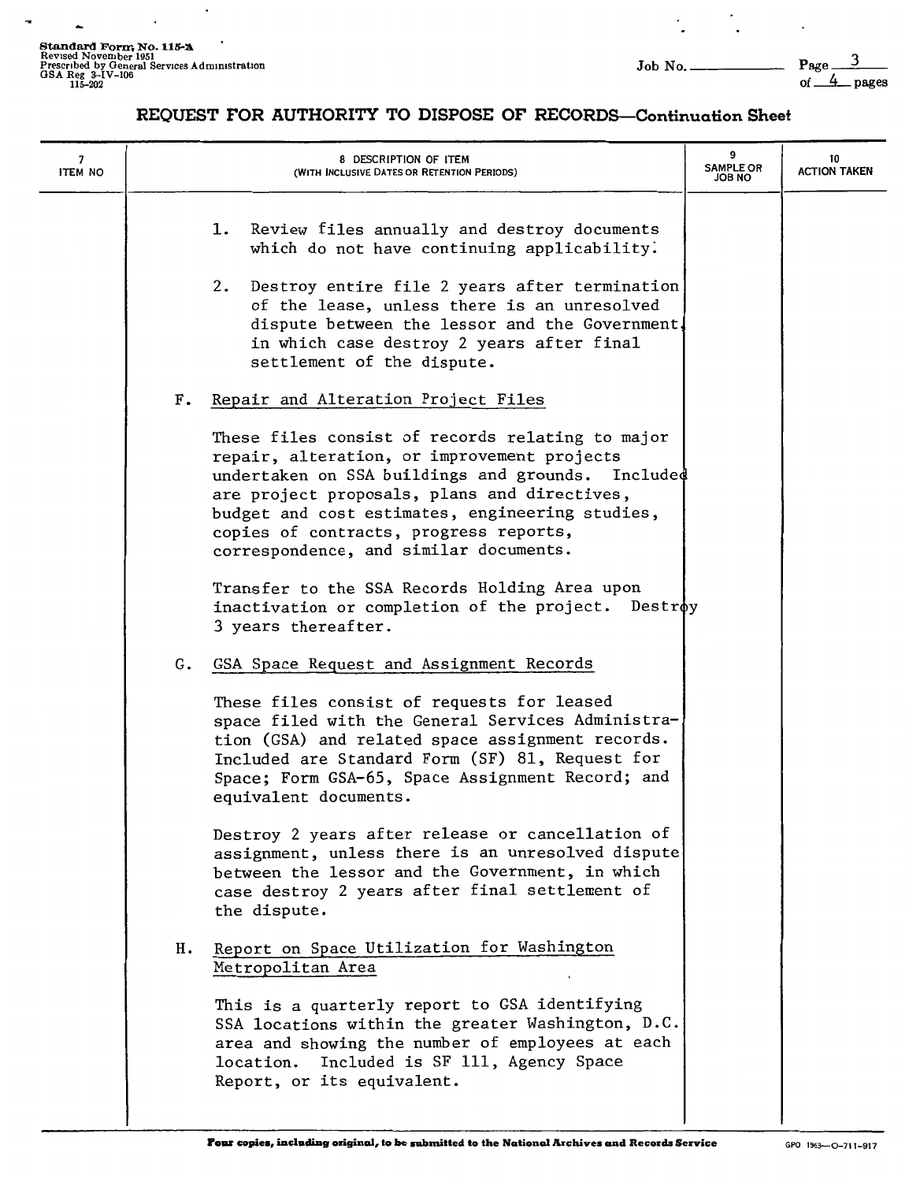**REQUEST FOR AUTHORITY TO DISPOSE OF RECORDS—Continuation Sheet**

| 7 ITEM NO | 8 DESCRIPTION OF ITEM (WITH INCLUSIVE DATES OR RETENTION PERIODS) | 9 SAMPLE OR JOB NO | 10 ACTION TAKEN |
|---|---|---|---|

1. Review files annually and destroy documents which do not have continuing applicability.

2. Destroy entire file 2 years after termination of the lease, unless there is an unresolved dispute between the lessor and the Government, in which case destroy 2 years after final settlement of the dispute.

F. Repair and Alteration Project Files

These files consist of records relating to major repair, alteration, or improvement projects undertaken on SSA buildings and grounds. Included are project proposals, plans and directives, budget and cost estimates, engineering studies, copies of contracts, progress reports, correspondence, and similar documents.

Transfer to the SSA Records Holding Area upon inactivation or completion of the project. Destroy 3 years thereafter.

G. GSA Space Request and Assignment Records

These files consist of requests for leased space filed with the General Services Administration (GSA) and related space assignment records. Included are Standard Form (SF) 81, Request for Space; Form GSA-65, Space Assignment Record; and equivalent documents.

Destroy 2 years after release or cancellation of assignment, unless there is an unresolved dispute between the lessor and the Government, in which case destroy 2 years after final settlement of the dispute.

H. Report on Space Utilization for Washington Metropolitan Area

This is a quarterly report to GSA identifying SSA locations within the greater Washington, D.C. area and showing the number of employees at each location. Included is SF 111, Agency Space Report, or its equivalent.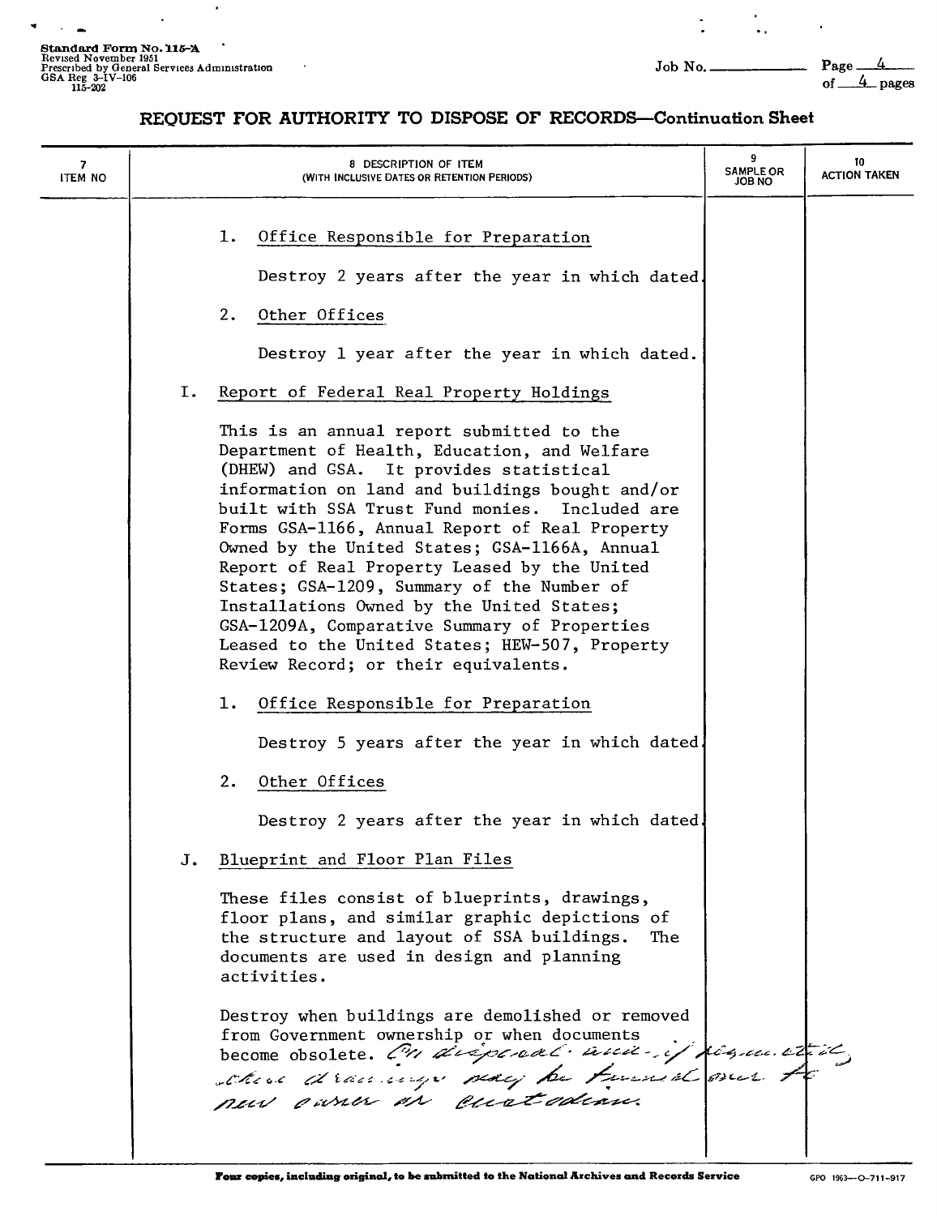Standard Form No. 115-A
Revised November 1951
Prescribed by General Services Administration
GSA Reg 3-IV-106
115-202

Job No. ______ Page 4 of 4 pages

## REQUEST FOR AUTHORITY TO DISPOSE OF RECORDS—Continuation Sheet

| 7 ITEM NO | 8 DESCRIPTION OF ITEM (WITH INCLUSIVE DATES OR RETENTION PERIODS) | 9 SAMPLE OR JOB NO | 10 ACTION TAKEN |
|---|---|---|---|

1. Office Responsible for Preparation

   Destroy 2 years after the year in which dated.

2. Other Offices

   Destroy 1 year after the year in which dated.

I. Report of Federal Real Property Holdings

This is an annual report submitted to the Department of Health, Education, and Welfare (DHEW) and GSA. It provides statistical information on land and buildings bought and/or built with SSA Trust Fund monies. Included are Forms GSA-1166, Annual Report of Real Property Owned by the United States; GSA-1166A, Annual Report of Real Property Leased by the United States; GSA-1209, Summary of the Number of Installations Owned by the United States; GSA-1209A, Comparative Summary of Properties Leased to the United States; HEW-507, Property Review Record; or their equivalents.

1. Office Responsible for Preparation

   Destroy 5 years after the year in which dated.

2. Other Offices

   Destroy 2 years after the year in which dated.

J. Blueprint and Floor Plan Files

These files consist of blueprints, drawings, floor plans, and similar graphic depictions of the structure and layout of SSA buildings. The documents are used in design and planning activities.

Destroy when buildings are demolished or removed from Government ownership or when documents become obsolete. On disposal and, if requested, these drawings may be turned over to new owner or custodian.

Four copies, including original, to be submitted to the National Archives and Records Service

GPO 1963—O-711-917